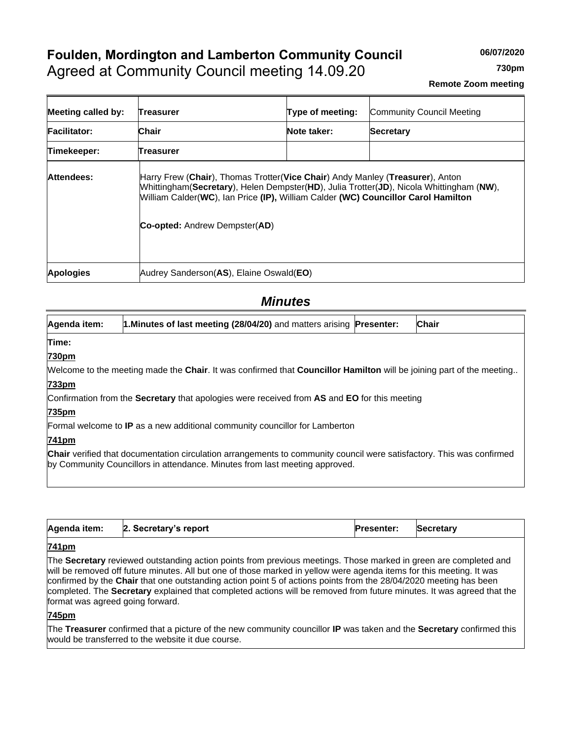# Foulden, Mordington and Lamberton Community Council

Agreed at Community Council meeting 14.09.20

**06/07/2020**

**730pm**

**Remote Zoom meeting**

| **Meeting called by:** | **Treasurer** | **Type of meeting:** | Community Council Meeting |
|---|---|---|---|
| **Facilitator:** | **Chair** | **Note taker:** | **Secretary** |
| **Timekeeper:** | **Treasurer** | | |
| **Attendees:** | Harry Frew (**Chair**), Thomas Trotter(**Vice Chair**) Andy Manley (**Treasurer**), Anton Whittingham(**Secretary**), Helen Dempster(**HD**), Julia Trotter(**JD**), Nicola Whittingham (**NW**), William Calder(**WC**), Ian Price **(IP),** William Calder **(WC) Councillor Carol Hamilton**<br><br>**Co-opted:** Andrew Dempster(**AD**) | | |
| **Apologies** | Audrey Sanderson(**AS**), Elaine Oswald(**EO**) | | |

## *Minutes*

| **Agenda item:** | **1.Minutes of last meeting (28/04/20)** and matters arising | **Presenter:** | **Chair** |
|---|---|---|---|

**Time:**

**730pm**

Welcome to the meeting made the **Chair**. It was confirmed that **Councillor Hamilton** will be joining part of the meeting..

**733pm**

Confirmation from the **Secretary** that apologies were received from **AS** and **EO** for this meeting

**735pm**

Formal welcome to **IP** as a new additional community councillor for Lamberton

**741pm**

**Chair** verified that documentation circulation arrangements to community council were satisfactory. This was confirmed by Community Councillors in attendance. Minutes from last meeting approved.

| **Agenda item:** | **2. Secretary's report** | **Presenter:** | **Secretary** |
|---|---|---|---|

**741pm**

The **Secretary** reviewed outstanding action points from previous meetings. Those marked in green are completed and will be removed off future minutes. All but one of those marked in yellow were agenda items for this meeting. It was confirmed by the **Chair** that one outstanding action point 5 of actions points from the 28/04/2020 meeting has been completed. The **Secretary** explained that completed actions will be removed from future minutes. It was agreed that the format was agreed going forward.

**745pm**

The **Treasurer** confirmed that a picture of the new community councillor **IP** was taken and the **Secretary** confirmed this would be transferred to the website it due course.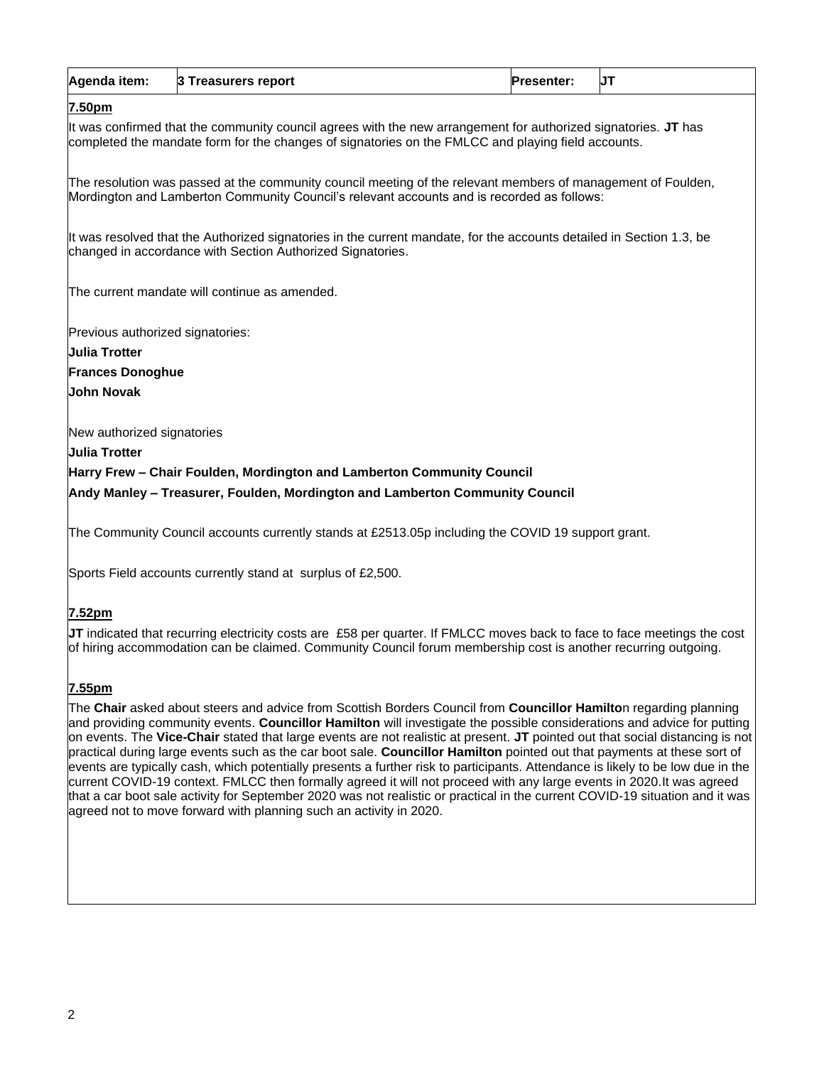| Agenda item: | 3 Treasurers report | Presenter: | JT |
|---|---|---|---|

**7.50pm**

It was confirmed that the community council agrees with the new arrangement for authorized signatories. **JT** has completed the mandate form for the changes of signatories on the FMLCC and playing field accounts.

The resolution was passed at the community council meeting of the relevant members of management of Foulden, Mordington and Lamberton Community Council's relevant accounts and is recorded as follows:

It was resolved that the Authorized signatories in the current mandate, for the accounts detailed in Section 1.3, be changed in accordance with Section Authorized Signatories.

The current mandate will continue as amended.

Previous authorized signatories:

**Julia Trotter**

**Frances Donoghue**

**John Novak**

New authorized signatories

**Julia Trotter**

**Harry Frew – Chair Foulden, Mordington and Lamberton Community Council**

**Andy Manley – Treasurer, Foulden, Mordington and Lamberton Community Council**

The Community Council accounts currently stands at £2513.05p including the COVID 19 support grant.

Sports Field accounts currently stand at surplus of £2,500.

**7.52pm**

**JT** indicated that recurring electricity costs are £58 per quarter. If FMLCC moves back to face to face meetings the cost of hiring accommodation can be claimed. Community Council forum membership cost is another recurring outgoing.

**7.55pm**

The **Chair** asked about steers and advice from Scottish Borders Council from **Councillor Hamilto**n regarding planning and providing community events. **Councillor Hamilton** will investigate the possible considerations and advice for putting on events. The **Vice-Chair** stated that large events are not realistic at present. **JT** pointed out that social distancing is not practical during large events such as the car boot sale. **Councillor Hamilton** pointed out that payments at these sort of events are typically cash, which potentially presents a further risk to participants. Attendance is likely to be low due in the current COVID-19 context. FMLCC then formally agreed it will not proceed with any large events in 2020.It was agreed that a car boot sale activity for September 2020 was not realistic or practical in the current COVID-19 situation and it was agreed not to move forward with planning such an activity in 2020.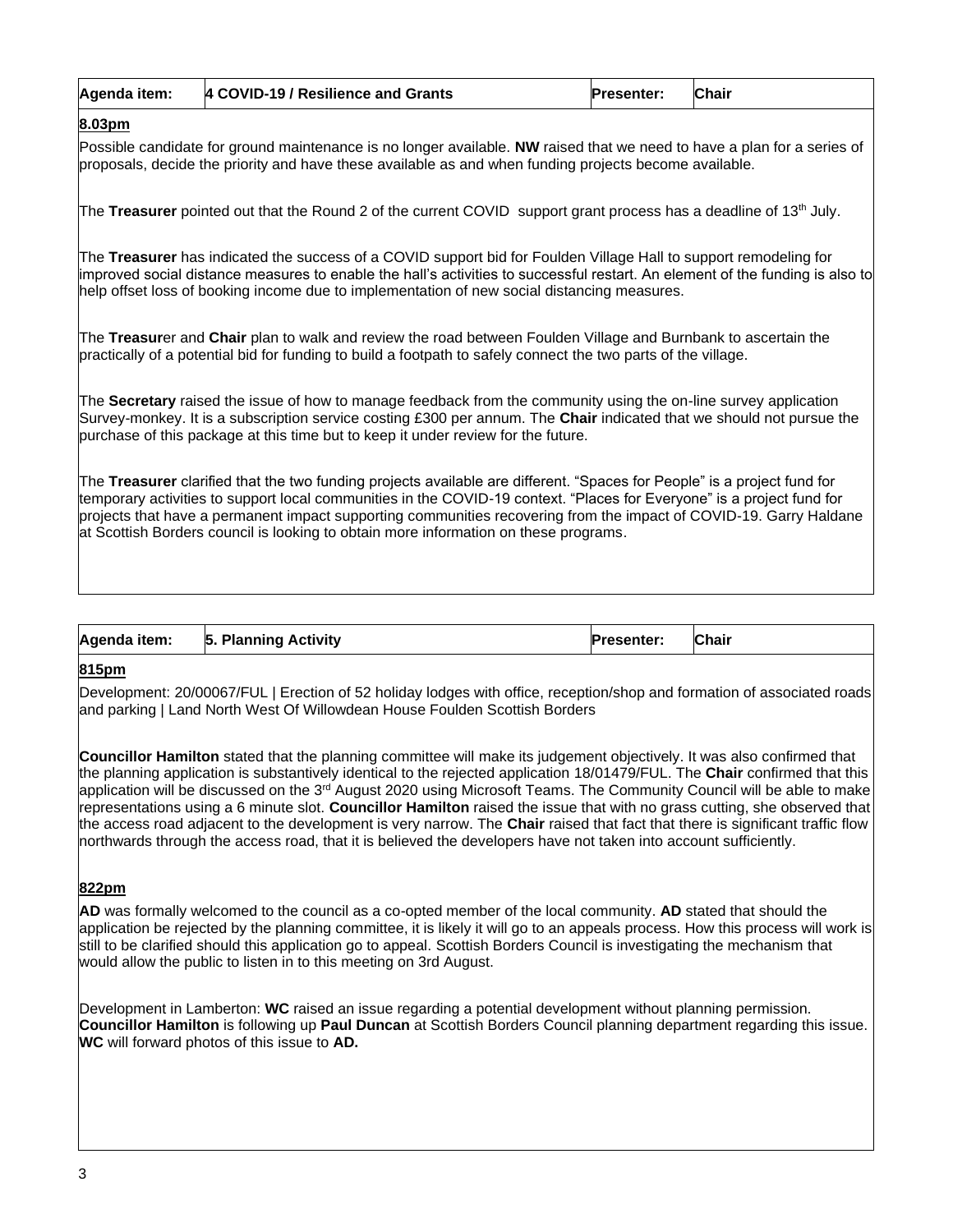| Agenda item: | 4 COVID-19 / Resilience and Grants | Presenter: | Chair |
|---|---|---|---|

**8.03pm**

Possible candidate for ground maintenance is no longer available. **NW** raised that we need to have a plan for a series of proposals, decide the priority and have these available as and when funding projects become available.

The **Treasurer** pointed out that the Round 2 of the current COVID support grant process has a deadline of 13th July.

The **Treasurer** has indicated the success of a COVID support bid for Foulden Village Hall to support remodeling for improved social distance measures to enable the hall's activities to successful restart. An element of the funding is also to help offset loss of booking income due to implementation of new social distancing measures.

The **Treasur**er and **Chair** plan to walk and review the road between Foulden Village and Burnbank to ascertain the practically of a potential bid for funding to build a footpath to safely connect the two parts of the village.

The **Secretary** raised the issue of how to manage feedback from the community using the on-line survey application Survey-monkey. It is a subscription service costing £300 per annum. The **Chair** indicated that we should not pursue the purchase of this package at this time but to keep it under review for the future.

The **Treasurer** clarified that the two funding projects available are different. "Spaces for People" is a project fund for temporary activities to support local communities in the COVID-19 context. "Places for Everyone" is a project fund for projects that have a permanent impact supporting communities recovering from the impact of COVID-19. Garry Haldane at Scottish Borders council is looking to obtain more information on these programs.

| Agenda item: | 5. Planning Activity | Presenter: | Chair |
|---|---|---|---|

**815pm**

Development: 20/00067/FUL | Erection of 52 holiday lodges with office, reception/shop and formation of associated roads and parking | Land North West Of Willowdean House Foulden Scottish Borders

**Councillor Hamilton** stated that the planning committee will make its judgement objectively. It was also confirmed that the planning application is substantively identical to the rejected application 18/01479/FUL. The **Chair** confirmed that this application will be discussed on the 3rd August 2020 using Microsoft Teams. The Community Council will be able to make representations using a 6 minute slot. **Councillor Hamilton** raised the issue that with no grass cutting, she observed that the access road adjacent to the development is very narrow. The **Chair** raised that fact that there is significant traffic flow northwards through the access road, that it is believed the developers have not taken into account sufficiently.

**822pm**

**AD** was formally welcomed to the council as a co-opted member of the local community. **AD** stated that should the application be rejected by the planning committee, it is likely it will go to an appeals process. How this process will work is still to be clarified should this application go to appeal. Scottish Borders Council is investigating the mechanism that would allow the public to listen in to this meeting on 3rd August.

Development in Lamberton: **WC** raised an issue regarding a potential development without planning permission. **Councillor Hamilton** is following up **Paul Duncan** at Scottish Borders Council planning department regarding this issue. **WC** will forward photos of this issue to **AD.**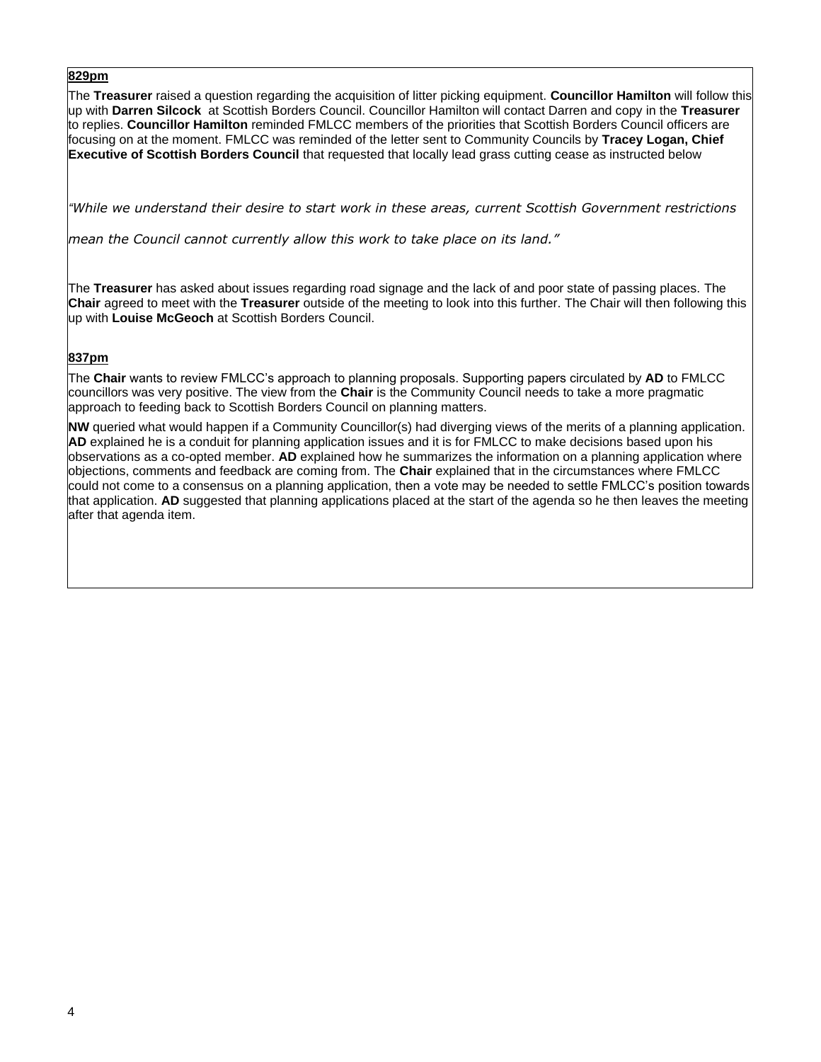**<u>829pm</u>**

The **Treasurer** raised a question regarding the acquisition of litter picking equipment. **Councillor Hamilton** will follow this up with **Darren Silcock** at Scottish Borders Council. Councillor Hamilton will contact Darren and copy in the **Treasurer** to replies. **Councillor Hamilton** reminded FMLCC members of the priorities that Scottish Borders Council officers are focusing on at the moment. FMLCC was reminded of the letter sent to Community Councils by **Tracey Logan, Chief Executive of Scottish Borders Council** that requested that locally lead grass cutting cease as instructed below

*"While we understand their desire to start work in these areas, current Scottish Government restrictions*

*mean the Council cannot currently allow this work to take place on its land."*

The **Treasurer** has asked about issues regarding road signage and the lack of and poor state of passing places. The **Chair** agreed to meet with the **Treasurer** outside of the meeting to look into this further. The Chair will then following this up with **Louise McGeoch** at Scottish Borders Council.

**<u>837pm</u>**

The **Chair** wants to review FMLCC's approach to planning proposals. Supporting papers circulated by **AD** to FMLCC councillors was very positive. The view from the **Chair** is the Community Council needs to take a more pragmatic approach to feeding back to Scottish Borders Council on planning matters.

**NW** queried what would happen if a Community Councillor(s) had diverging views of the merits of a planning application. **AD** explained he is a conduit for planning application issues and it is for FMLCC to make decisions based upon his observations as a co-opted member. **AD** explained how he summarizes the information on a planning application where objections, comments and feedback are coming from. The **Chair** explained that in the circumstances where FMLCC could not come to a consensus on a planning application, then a vote may be needed to settle FMLCC's position towards that application. **AD** suggested that planning applications placed at the start of the agenda so he then leaves the meeting after that agenda item.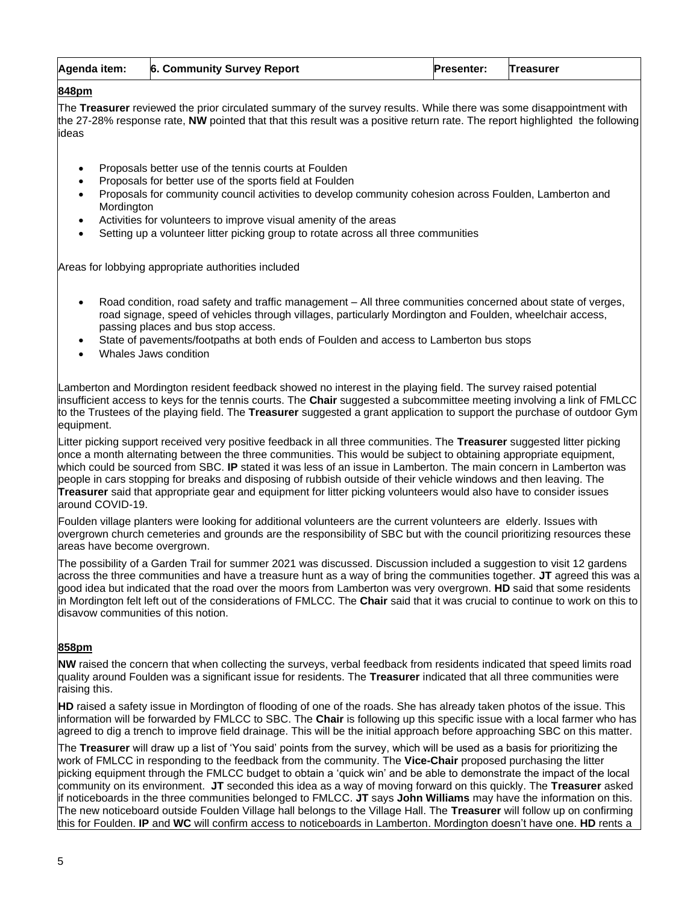| Agenda item: | 6. Community Survey Report | Presenter: | Treasurer |
|---|---|---|---|

**848pm**

The **Treasurer** reviewed the prior circulated summary of the survey results. While there was some disappointment with the 27-28% response rate, **NW** pointed that that this result was a positive return rate. The report highlighted the following ideas

- Proposals better use of the tennis courts at Foulden
- Proposals for better use of the sports field at Foulden
- Proposals for community council activities to develop community cohesion across Foulden, Lamberton and Mordington
- Activities for volunteers to improve visual amenity of the areas
- Setting up a volunteer litter picking group to rotate across all three communities

Areas for lobbying appropriate authorities included

- Road condition, road safety and traffic management – All three communities concerned about state of verges, road signage, speed of vehicles through villages, particularly Mordington and Foulden, wheelchair access, passing places and bus stop access.
- State of pavements/footpaths at both ends of Foulden and access to Lamberton bus stops
- Whales Jaws condition

Lamberton and Mordington resident feedback showed no interest in the playing field. The survey raised potential insufficient access to keys for the tennis courts. The **Chair** suggested a subcommittee meeting involving a link of FMLCC to the Trustees of the playing field. The **Treasurer** suggested a grant application to support the purchase of outdoor Gym equipment.

Litter picking support received very positive feedback in all three communities. The **Treasurer** suggested litter picking once a month alternating between the three communities. This would be subject to obtaining appropriate equipment, which could be sourced from SBC. **IP** stated it was less of an issue in Lamberton. The main concern in Lamberton was people in cars stopping for breaks and disposing of rubbish outside of their vehicle windows and then leaving. The **Treasurer** said that appropriate gear and equipment for litter picking volunteers would also have to consider issues around COVID-19.

Foulden village planters were looking for additional volunteers are the current volunteers are elderly. Issues with overgrown church cemeteries and grounds are the responsibility of SBC but with the council prioritizing resources these areas have become overgrown.

The possibility of a Garden Trail for summer 2021 was discussed. Discussion included a suggestion to visit 12 gardens across the three communities and have a treasure hunt as a way of bring the communities together. **JT** agreed this was a good idea but indicated that the road over the moors from Lamberton was very overgrown. **HD** said that some residents in Mordington felt left out of the considerations of FMLCC. The **Chair** said that it was crucial to continue to work on this to disavow communities of this notion.

**858pm**

**NW** raised the concern that when collecting the surveys, verbal feedback from residents indicated that speed limits road quality around Foulden was a significant issue for residents. The **Treasurer** indicated that all three communities were raising this.

**HD** raised a safety issue in Mordington of flooding of one of the roads. She has already taken photos of the issue. This information will be forwarded by FMLCC to SBC. The **Chair** is following up this specific issue with a local farmer who has agreed to dig a trench to improve field drainage. This will be the initial approach before approaching SBC on this matter.

The **Treasurer** will draw up a list of 'You said' points from the survey, which will be used as a basis for prioritizing the work of FMLCC in responding to the feedback from the community. The **Vice-Chair** proposed purchasing the litter picking equipment through the FMLCC budget to obtain a 'quick win' and be able to demonstrate the impact of the local community on its environment. **JT** seconded this idea as a way of moving forward on this quickly. The **Treasurer** asked if noticeboards in the three communities belonged to FMLCC. **JT** says **John Williams** may have the information on this. The new noticeboard outside Foulden Village hall belongs to the Village Hall. The **Treasurer** will follow up on confirming this for Foulden. **IP** and **WC** will confirm access to noticeboards in Lamberton. Mordington doesn't have one. **HD** rents a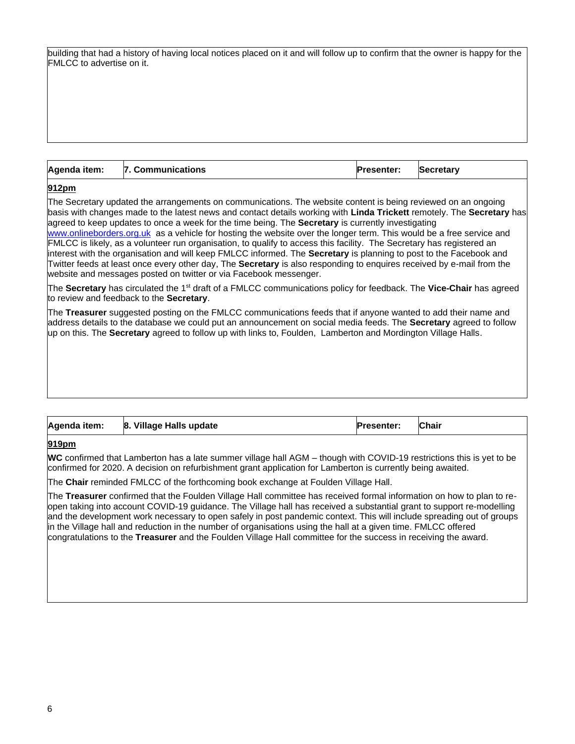building that had a history of having local notices placed on it and will follow up to confirm that the owner is happy for the FMLCC to advertise on it.

| Agenda item: | 7. Communications | Presenter: | Secretary |
| --- | --- | --- | --- |

**912pm**

The Secretary updated the arrangements on communications. The website content is being reviewed on an ongoing basis with changes made to the latest news and contact details working with **Linda Trickett** remotely. The **Secretary** has agreed to keep updates to once a week for the time being. The **Secretary** is currently investigating www.onlineborders.org.uk as a vehicle for hosting the website over the longer term. This would be a free service and FMLCC is likely, as a volunteer run organisation, to qualify to access this facility. The Secretary has registered an interest with the organisation and will keep FMLCC informed. The **Secretary** is planning to post to the Facebook and Twitter feeds at least once every other day, The **Secretary** is also responding to enquires received by e-mail from the website and messages posted on twitter or via Facebook messenger.

The **Secretary** has circulated the 1st draft of a FMLCC communications policy for feedback. The **Vice-Chair** has agreed to review and feedback to the **Secretary**.

The **Treasurer** suggested posting on the FMLCC communications feeds that if anyone wanted to add their name and address details to the database we could put an announcement on social media feeds. The **Secretary** agreed to follow up on this. The **Secretary** agreed to follow up with links to, Foulden, Lamberton and Mordington Village Halls.

| Agenda item: | 8. Village Halls update | Presenter: | Chair |
| --- | --- | --- | --- |

**919pm**

**WC** confirmed that Lamberton has a late summer village hall AGM – though with COVID-19 restrictions this is yet to be confirmed for 2020. A decision on refurbishment grant application for Lamberton is currently being awaited.

The **Chair** reminded FMLCC of the forthcoming book exchange at Foulden Village Hall.

The **Treasurer** confirmed that the Foulden Village Hall committee has received formal information on how to plan to re-open taking into account COVID-19 guidance. The Village hall has received a substantial grant to support re-modelling and the development work necessary to open safely in post pandemic context. This will include spreading out of groups in the Village hall and reduction in the number of organisations using the hall at a given time. FMLCC offered congratulations to the **Treasurer** and the Foulden Village Hall committee for the success in receiving the award.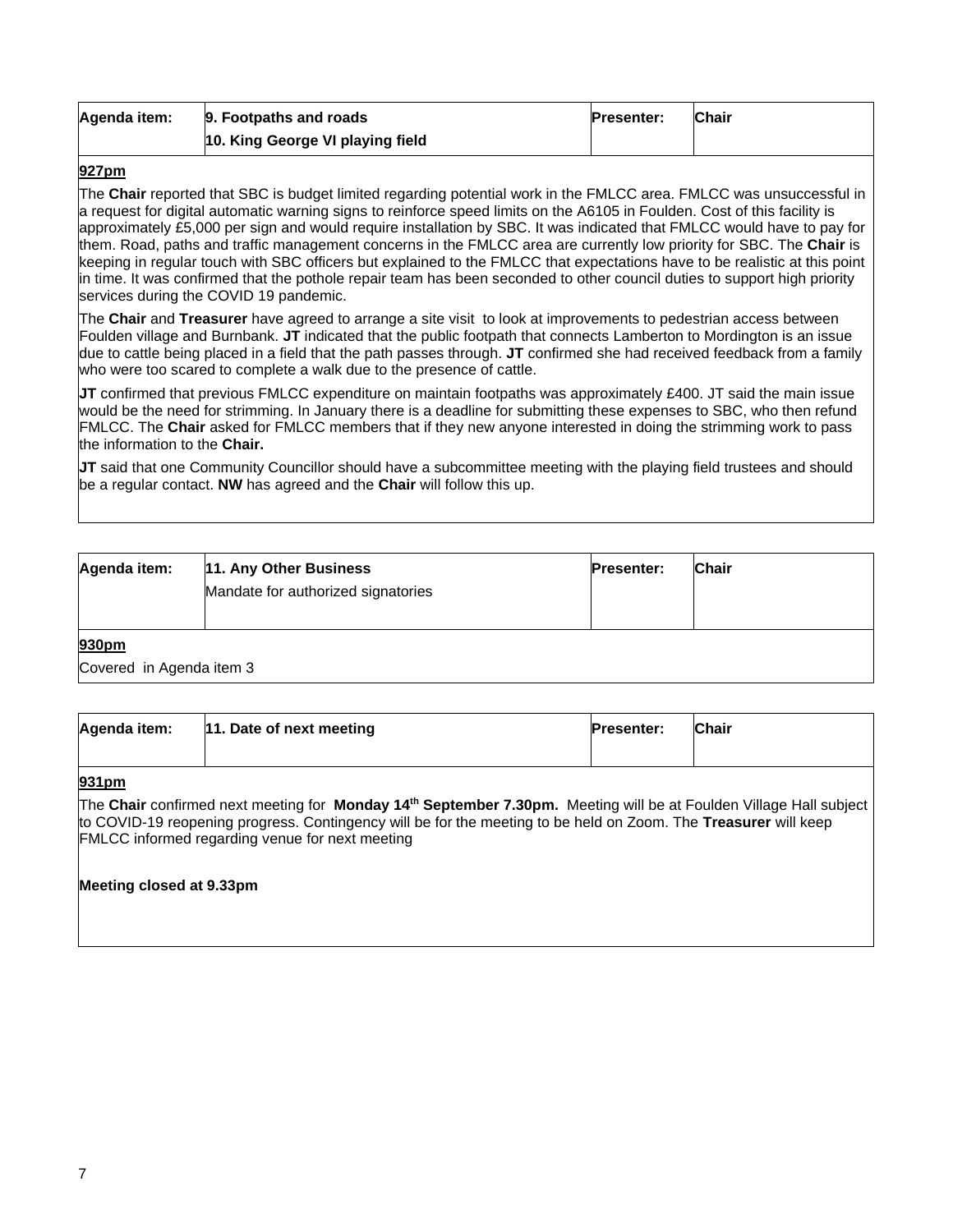| Agenda item: | 9. Footpaths and roads<br>10. King George VI playing field | Presenter: | Chair |
|---|---|---|---|

**927pm**

The **Chair** reported that SBC is budget limited regarding potential work in the FMLCC area. FMLCC was unsuccessful in a request for digital automatic warning signs to reinforce speed limits on the A6105 in Foulden. Cost of this facility is approximately £5,000 per sign and would require installation by SBC. It was indicated that FMLCC would have to pay for them. Road, paths and traffic management concerns in the FMLCC area are currently low priority for SBC. The **Chair** is keeping in regular touch with SBC officers but explained to the FMLCC that expectations have to be realistic at this point in time. It was confirmed that the pothole repair team has been seconded to other council duties to support high priority services during the COVID 19 pandemic.

The **Chair** and **Treasurer** have agreed to arrange a site visit to look at improvements to pedestrian access between Foulden village and Burnbank. **JT** indicated that the public footpath that connects Lamberton to Mordington is an issue due to cattle being placed in a field that the path passes through. **JT** confirmed she had received feedback from a family who were too scared to complete a walk due to the presence of cattle.

**JT** confirmed that previous FMLCC expenditure on maintain footpaths was approximately £400. JT said the main issue would be the need for strimming. In January there is a deadline for submitting these expenses to SBC, who then refund FMLCC. The **Chair** asked for FMLCC members that if they new anyone interested in doing the strimming work to pass the information to the **Chair.**

**JT** said that one Community Councillor should have a subcommittee meeting with the playing field trustees and should be a regular contact. **NW** has agreed and the **Chair** will follow this up.

| Agenda item: | 11. Any Other Business<br>Mandate for authorized signatories | Presenter: | Chair |
|---|---|---|---|

**930pm**

Covered in Agenda item 3

| Agenda item: | 11. Date of next meeting | Presenter: | Chair |
|---|---|---|---|

**931pm**

The **Chair** confirmed next meeting for **Monday 14th September 7.30pm.** Meeting will be at Foulden Village Hall subject to COVID-19 reopening progress. Contingency will be for the meeting to be held on Zoom. The **Treasurer** will keep FMLCC informed regarding venue for next meeting

**Meeting closed at 9.33pm**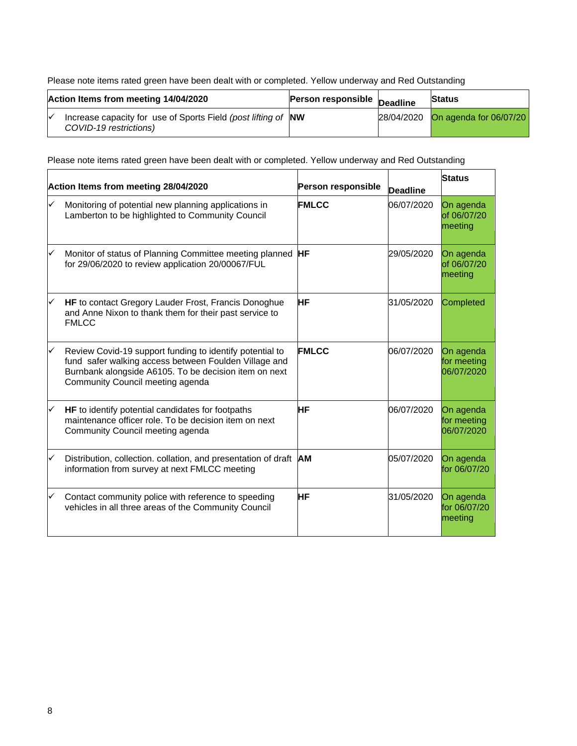Please note items rated green have been dealt with or completed. Yellow underway and Red Outstanding

| Action Items from meeting 14/04/2020 | Person responsible | Deadline | Status |
|---|---|---|---|
| ✓ Increase capacity for use of Sports Field *(post lifting of COVID-19 restrictions)* | **NW** | 28/04/2020 | On agenda for 06/07/20 |

Please note items rated green have been dealt with or completed. Yellow underway and Red Outstanding

| Action Items from meeting 28/04/2020 | Person responsible | Deadline | Status |
|---|---|---|---|
| ✓ Monitoring of potential new planning applications in Lamberton to be highlighted to Community Council | **FMLCC** | 06/07/2020 | On agenda of 06/07/20 meeting |
| ✓ Monitor of status of Planning Committee meeting planned for 29/06/2020 to review application 20/00067/FUL | **HF** | 29/05/2020 | On agenda of 06/07/20 meeting |
| ✓ **HF** to contact Gregory Lauder Frost, Francis Donoghue and Anne Nixon to thank them for their past service to FMLCC | **HF** | 31/05/2020 | Completed |
| ✓ Review Covid-19 support funding to identify potential to fund safer walking access between Foulden Village and Burnbank alongside A6105. To be decision item on next Community Council meeting agenda | **FMLCC** | 06/07/2020 | On agenda for meeting 06/07/2020 |
| ✓ **HF** to identify potential candidates for footpaths maintenance officer role. To be decision item on next Community Council meeting agenda | **HF** | 06/07/2020 | On agenda for meeting 06/07/2020 |
| ✓ Distribution, collection. collation, and presentation of draft information from survey at next FMLCC meeting | **AM** | 05/07/2020 | On agenda for 06/07/20 |
| ✓ Contact community police with reference to speeding vehicles in all three areas of the Community Council | **HF** | 31/05/2020 | On agenda for 06/07/20 meeting |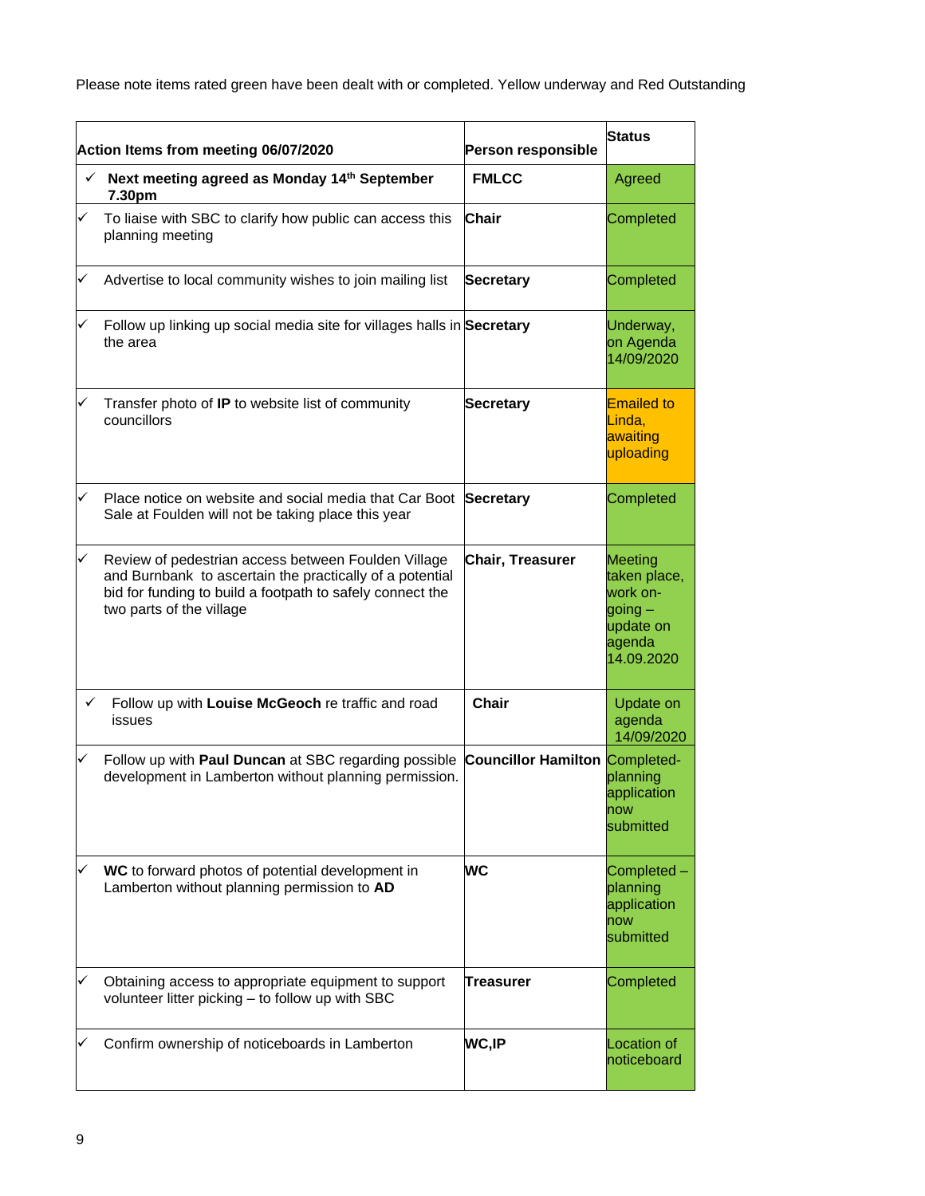Please note items rated green have been dealt with or completed. Yellow underway and Red Outstanding

| Action Items from meeting 06/07/2020 | Person responsible | Status |
|---|---|---|
| ✓ **Next meeting agreed as Monday 14th September 7.30pm** | **FMLCC** | Agreed |
| ✓ To liaise with SBC to clarify how public can access this planning meeting | **Chair** | Completed |
| ✓ Advertise to local community wishes to join mailing list | **Secretary** | Completed |
| ✓ Follow up linking up social media site for villages halls in the area | **Secretary** | Underway, on Agenda 14/09/2020 |
| ✓ Transfer photo of **IP** to website list of community councillors | **Secretary** | Emailed to Linda, awaiting uploading |
| ✓ Place notice on website and social media that Car Boot Sale at Foulden will not be taking place this year | **Secretary** | Completed |
| ✓ Review of pedestrian access between Foulden Village and Burnbank to ascertain the practically of a potential bid for funding to build a footpath to safely connect the two parts of the village | **Chair, Treasurer** | Meeting taken place, work on-going – update on agenda 14.09.2020 |
| ✓ Follow up with **Louise McGeoch** re traffic and road issues | **Chair** | Update on agenda 14/09/2020 |
| ✓ Follow up with **Paul Duncan** at SBC regarding possible development in Lamberton without planning permission. | **Councillor Hamilton** | Completed- planning application now submitted |
| ✓ **WC** to forward photos of potential development in Lamberton without planning permission to **AD** | **WC** | Completed – planning application now submitted |
| ✓ Obtaining access to appropriate equipment to support volunteer litter picking – to follow up with SBC | **Treasurer** | Completed |
| ✓ Confirm ownership of noticeboards in Lamberton | **WC,IP** | Location of noticeboard |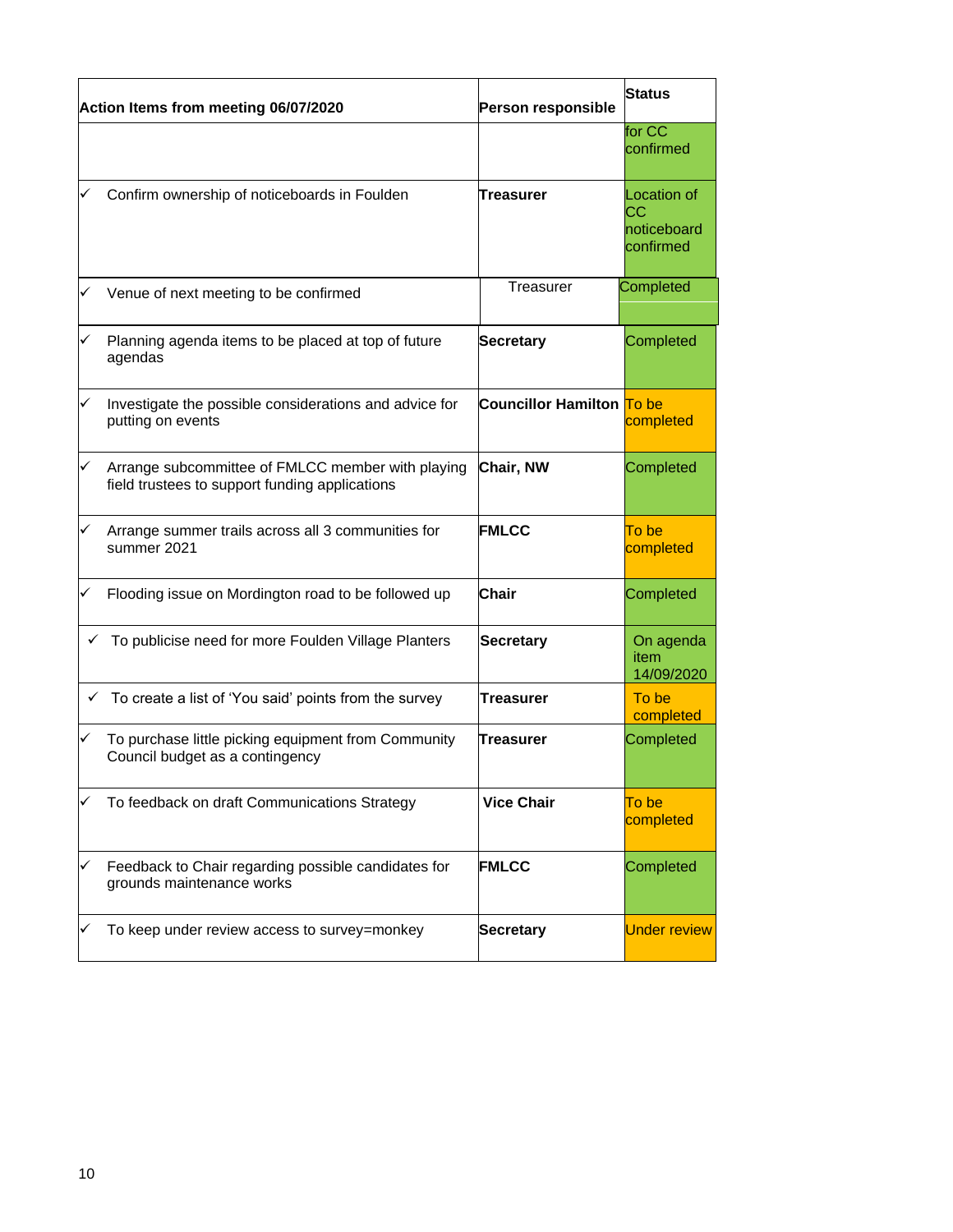| Action Items from meeting 06/07/2020 | Person responsible | Status |
|---|---|---|
| | | for CC confirmed |
| ✓ Confirm ownership of noticeboards in Foulden | **Treasurer** | Location of CC noticeboard confirmed |
| ✓ Venue of next meeting to be confirmed | Treasurer | Completed |
| ✓ Planning agenda items to be placed at top of future agendas | **Secretary** | Completed |
| ✓ Investigate the possible considerations and advice for putting on events | **Councillor Hamilton** | To be completed |
| ✓ Arrange subcommittee of FMLCC member with playing field trustees to support funding applications | **Chair, NW** | Completed |
| ✓ Arrange summer trails across all 3 communities for summer 2021 | **FMLCC** | To be completed |
| ✓ Flooding issue on Mordington road to be followed up | **Chair** | Completed |
| ✓ To publicise need for more Foulden Village Planters | **Secretary** | On agenda item 14/09/2020 |
| ✓ To create a list of 'You said' points from the survey | **Treasurer** | To be completed |
| ✓ To purchase little picking equipment from Community Council budget as a contingency | **Treasurer** | Completed |
| ✓ To feedback on draft Communications Strategy | **Vice Chair** | To be completed |
| ✓ Feedback to Chair regarding possible candidates for grounds maintenance works | **FMLCC** | Completed |
| ✓ To keep under review access to survey=monkey | **Secretary** | Under review |